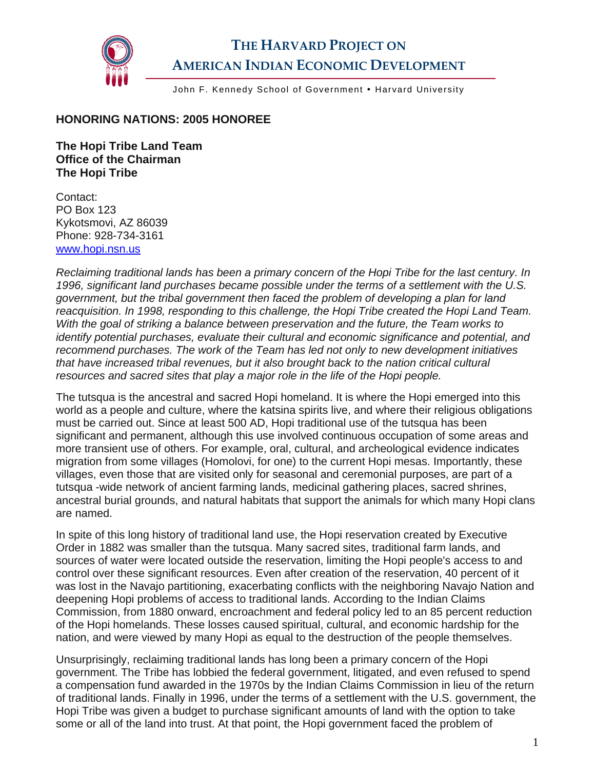# THE HARVARD PROJECT ON AMERICAN INDIAN ECONOMIC DEVELOPMENT

John F. Kennedy School of Government • Harvard University

## HONORING NATIONS: 2005 HONOREE

**The Hopi Tribe Land Team**
**Office of the Chairman**
**The Hopi Tribe**

Contact:
PO Box 123
Kykotsmovi, AZ 86039
Phone: 928-734-3161
www.hopi.nsn.us

*Reclaiming traditional lands has been a primary concern of the Hopi Tribe for the last century. In 1996, significant land purchases became possible under the terms of a settlement with the U.S. government, but the tribal government then faced the problem of developing a plan for land reacquisition. In 1998, responding to this challenge, the Hopi Tribe created the Hopi Land Team. With the goal of striking a balance between preservation and the future, the Team works to identify potential purchases, evaluate their cultural and economic significance and potential, and recommend purchases. The work of the Team has led not only to new development initiatives that have increased tribal revenues, but it also brought back to the nation critical cultural resources and sacred sites that play a major role in the life of the Hopi people.*

The tutsqua is the ancestral and sacred Hopi homeland. It is where the Hopi emerged into this world as a people and culture, where the katsina spirits live, and where their religious obligations must be carried out. Since at least 500 AD, Hopi traditional use of the tutsqua has been significant and permanent, although this use involved continuous occupation of some areas and more transient use of others. For example, oral, cultural, and archeological evidence indicates migration from some villages (Homolovi, for one) to the current Hopi mesas. Importantly, these villages, even those that are visited only for seasonal and ceremonial purposes, are part of a tutsqua -wide network of ancient farming lands, medicinal gathering places, sacred shrines, ancestral burial grounds, and natural habitats that support the animals for which many Hopi clans are named.

In spite of this long history of traditional land use, the Hopi reservation created by Executive Order in 1882 was smaller than the tutsqua. Many sacred sites, traditional farm lands, and sources of water were located outside the reservation, limiting the Hopi people's access to and control over these significant resources. Even after creation of the reservation, 40 percent of it was lost in the Navajo partitioning, exacerbating conflicts with the neighboring Navajo Nation and deepening Hopi problems of access to traditional lands. According to the Indian Claims Commission, from 1880 onward, encroachment and federal policy led to an 85 percent reduction of the Hopi homelands. These losses caused spiritual, cultural, and economic hardship for the nation, and were viewed by many Hopi as equal to the destruction of the people themselves.

Unsurprisingly, reclaiming traditional lands has long been a primary concern of the Hopi government. The Tribe has lobbied the federal government, litigated, and even refused to spend a compensation fund awarded in the 1970s by the Indian Claims Commission in lieu of the return of traditional lands. Finally in 1996, under the terms of a settlement with the U.S. government, the Hopi Tribe was given a budget to purchase significant amounts of land with the option to take some or all of the land into trust. At that point, the Hopi government faced the problem of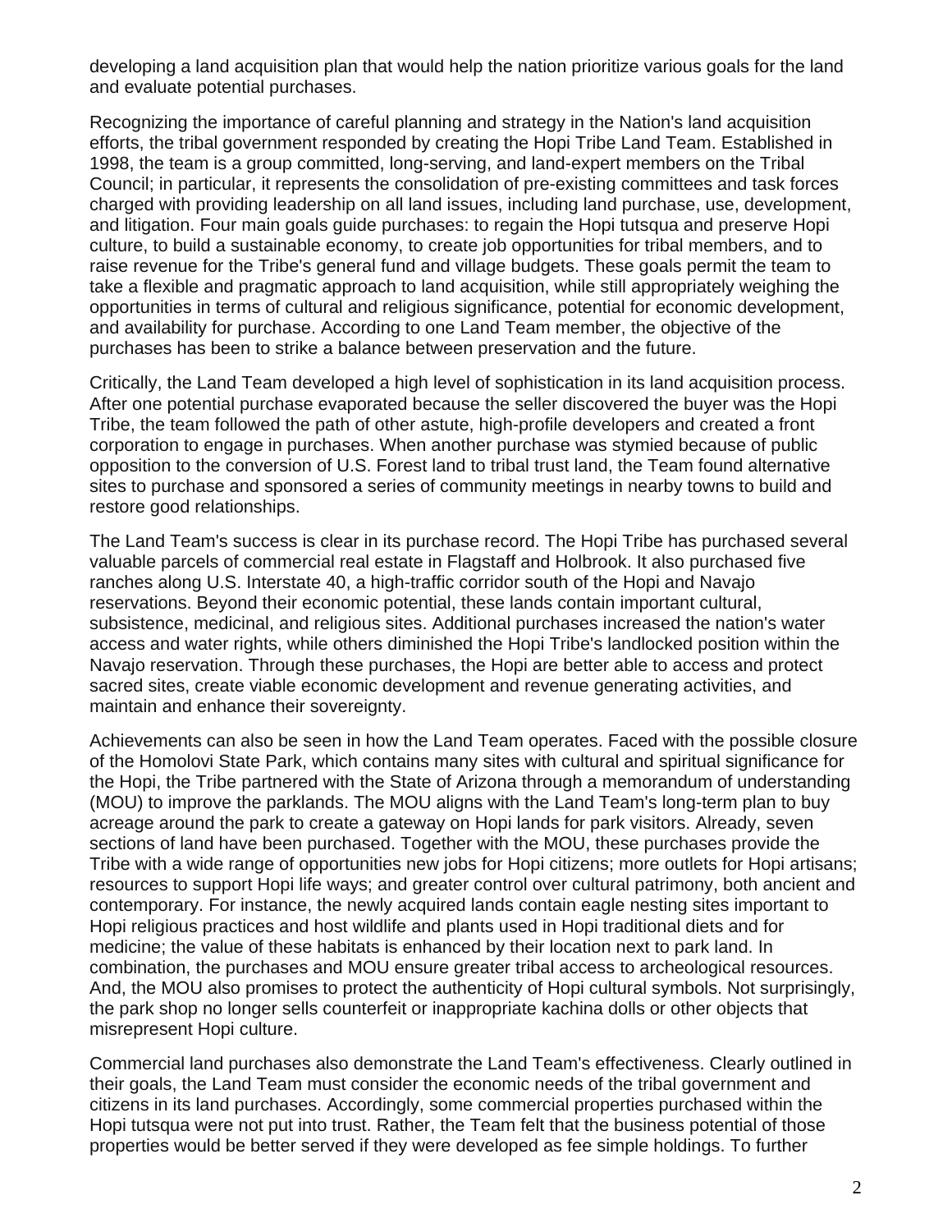developing a land acquisition plan that would help the nation prioritize various goals for the land and evaluate potential purchases.

Recognizing the importance of careful planning and strategy in the Nation's land acquisition efforts, the tribal government responded by creating the Hopi Tribe Land Team. Established in 1998, the team is a group committed, long-serving, and land-expert members on the Tribal Council; in particular, it represents the consolidation of pre-existing committees and task forces charged with providing leadership on all land issues, including land purchase, use, development, and litigation. Four main goals guide purchases: to regain the Hopi tutsqua and preserve Hopi culture, to build a sustainable economy, to create job opportunities for tribal members, and to raise revenue for the Tribe's general fund and village budgets. These goals permit the team to take a flexible and pragmatic approach to land acquisition, while still appropriately weighing the opportunities in terms of cultural and religious significance, potential for economic development, and availability for purchase. According to one Land Team member, the objective of the purchases has been to strike a balance between preservation and the future.

Critically, the Land Team developed a high level of sophistication in its land acquisition process. After one potential purchase evaporated because the seller discovered the buyer was the Hopi Tribe, the team followed the path of other astute, high-profile developers and created a front corporation to engage in purchases. When another purchase was stymied because of public opposition to the conversion of U.S. Forest land to tribal trust land, the Team found alternative sites to purchase and sponsored a series of community meetings in nearby towns to build and restore good relationships.

The Land Team's success is clear in its purchase record. The Hopi Tribe has purchased several valuable parcels of commercial real estate in Flagstaff and Holbrook. It also purchased five ranches along U.S. Interstate 40, a high-traffic corridor south of the Hopi and Navajo reservations. Beyond their economic potential, these lands contain important cultural, subsistence, medicinal, and religious sites. Additional purchases increased the nation's water access and water rights, while others diminished the Hopi Tribe's landlocked position within the Navajo reservation. Through these purchases, the Hopi are better able to access and protect sacred sites, create viable economic development and revenue generating activities, and maintain and enhance their sovereignty.

Achievements can also be seen in how the Land Team operates. Faced with the possible closure of the Homolovi State Park, which contains many sites with cultural and spiritual significance for the Hopi, the Tribe partnered with the State of Arizona through a memorandum of understanding (MOU) to improve the parklands. The MOU aligns with the Land Team's long-term plan to buy acreage around the park to create a gateway on Hopi lands for park visitors. Already, seven sections of land have been purchased. Together with the MOU, these purchases provide the Tribe with a wide range of opportunities new jobs for Hopi citizens; more outlets for Hopi artisans; resources to support Hopi life ways; and greater control over cultural patrimony, both ancient and contemporary. For instance, the newly acquired lands contain eagle nesting sites important to Hopi religious practices and host wildlife and plants used in Hopi traditional diets and for medicine; the value of these habitats is enhanced by their location next to park land. In combination, the purchases and MOU ensure greater tribal access to archeological resources. And, the MOU also promises to protect the authenticity of Hopi cultural symbols. Not surprisingly, the park shop no longer sells counterfeit or inappropriate kachina dolls or other objects that misrepresent Hopi culture.

Commercial land purchases also demonstrate the Land Team's effectiveness. Clearly outlined in their goals, the Land Team must consider the economic needs of the tribal government and citizens in its land purchases. Accordingly, some commercial properties purchased within the Hopi tutsqua were not put into trust. Rather, the Team felt that the business potential of those properties would be better served if they were developed as fee simple holdings. To further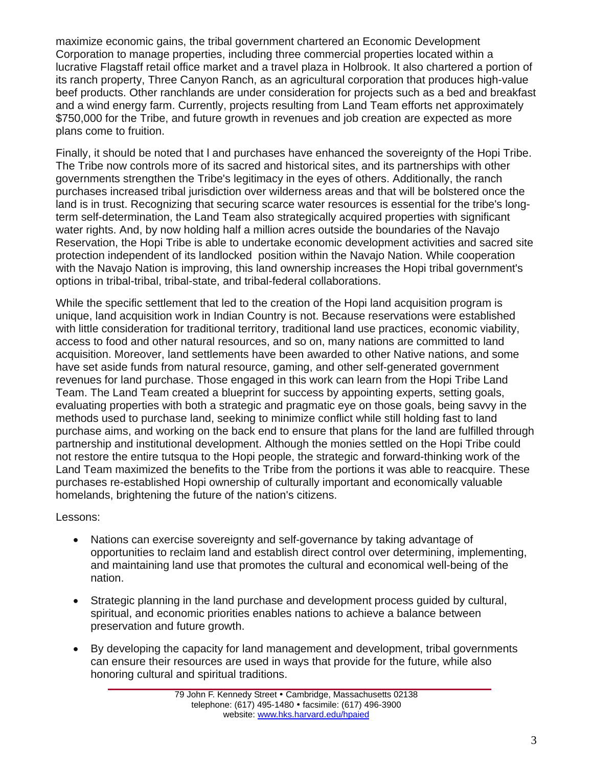maximize economic gains, the tribal government chartered an Economic Development Corporation to manage properties, including three commercial properties located within a lucrative Flagstaff retail office market and a travel plaza in Holbrook. It also chartered a portion of its ranch property, Three Canyon Ranch, as an agricultural corporation that produces high-value beef products. Other ranchlands are under consideration for projects such as a bed and breakfast and a wind energy farm. Currently, projects resulting from Land Team efforts net approximately $750,000 for the Tribe, and future growth in revenues and job creation are expected as more plans come to fruition.

Finally, it should be noted that l and purchases have enhanced the sovereignty of the Hopi Tribe. The Tribe now controls more of its sacred and historical sites, and its partnerships with other governments strengthen the Tribe's legitimacy in the eyes of others. Additionally, the ranch purchases increased tribal jurisdiction over wilderness areas and that will be bolstered once the land is in trust. Recognizing that securing scarce water resources is essential for the tribe's long-term self-determination, the Land Team also strategically acquired properties with significant water rights. And, by now holding half a million acres outside the boundaries of the Navajo Reservation, the Hopi Tribe is able to undertake economic development activities and sacred site protection independent of its landlocked position within the Navajo Nation. While cooperation with the Navajo Nation is improving, this land ownership increases the Hopi tribal government's options in tribal-tribal, tribal-state, and tribal-federal collaborations.

While the specific settlement that led to the creation of the Hopi land acquisition program is unique, land acquisition work in Indian Country is not. Because reservations were established with little consideration for traditional territory, traditional land use practices, economic viability, access to food and other natural resources, and so on, many nations are committed to land acquisition. Moreover, land settlements have been awarded to other Native nations, and some have set aside funds from natural resource, gaming, and other self-generated government revenues for land purchase. Those engaged in this work can learn from the Hopi Tribe Land Team. The Land Team created a blueprint for success by appointing experts, setting goals, evaluating properties with both a strategic and pragmatic eye on those goals, being savvy in the methods used to purchase land, seeking to minimize conflict while still holding fast to land purchase aims, and working on the back end to ensure that plans for the land are fulfilled through partnership and institutional development. Although the monies settled on the Hopi Tribe could not restore the entire tutsqua to the Hopi people, the strategic and forward-thinking work of the Land Team maximized the benefits to the Tribe from the portions it was able to reacquire. These purchases re-established Hopi ownership of culturally important and economically valuable homelands, brightening the future of the nation's citizens.

Lessons:

- Nations can exercise sovereignty and self-governance by taking advantage of opportunities to reclaim land and establish direct control over determining, implementing, and maintaining land use that promotes the cultural and economical well-being of the nation.
- Strategic planning in the land purchase and development process guided by cultural, spiritual, and economic priorities enables nations to achieve a balance between preservation and future growth.
- By developing the capacity for land management and development, tribal governments can ensure their resources are used in ways that provide for the future, while also honoring cultural and spiritual traditions.